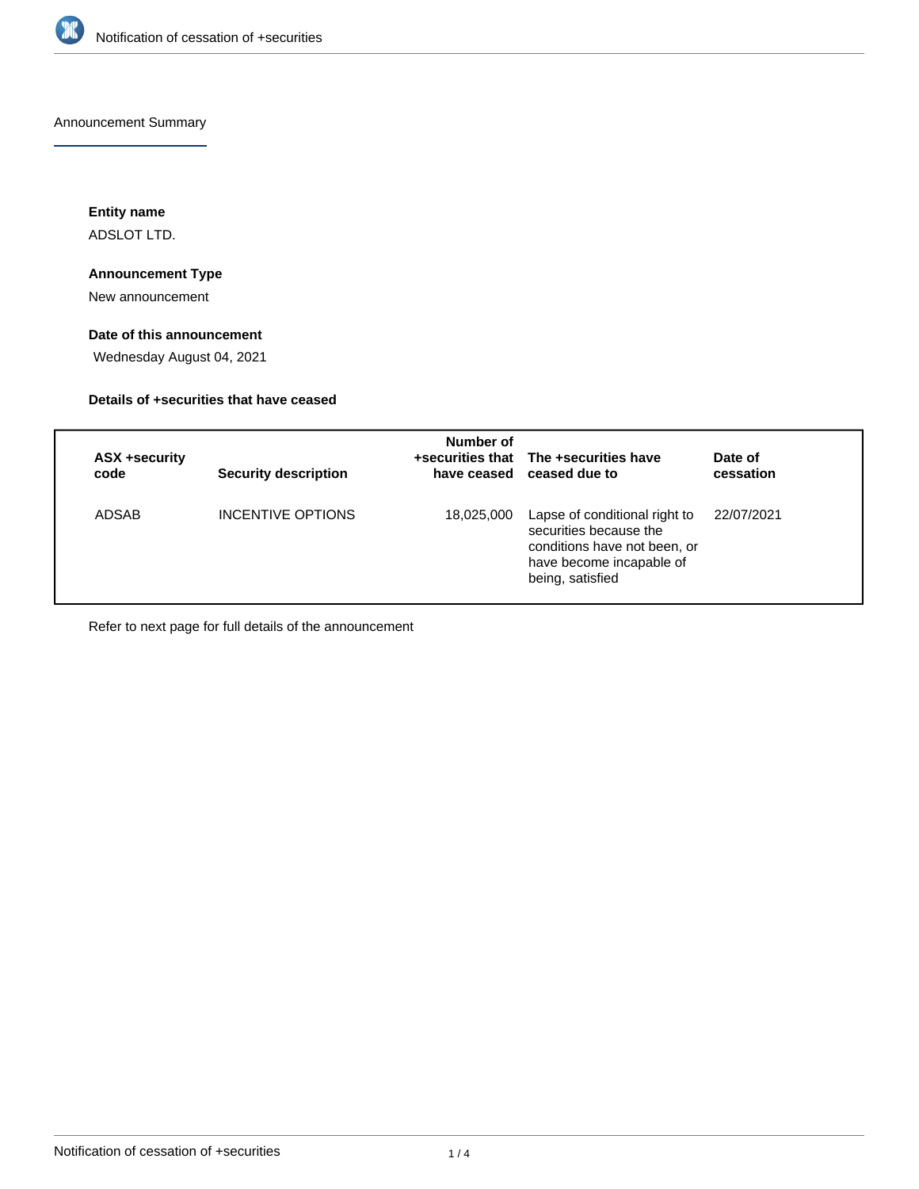Announcement Summary

**Entity name**

ADSLOT LTD.

**Announcement Type**

New announcement

**Date of this announcement**

Wednesday August 04, 2021

**Details of +securities that have ceased**

| ASX +security code | Security description | Number of +securities that have ceased | The +securities have ceased due to | Date of cessation |
| --- | --- | --- | --- | --- |
| ADSAB | INCENTIVE OPTIONS | 18,025,000 | Lapse of conditional right to securities because the conditions have not been, or have become incapable of being, satisfied | 22/07/2021 |

Refer to next page for full details of the announcement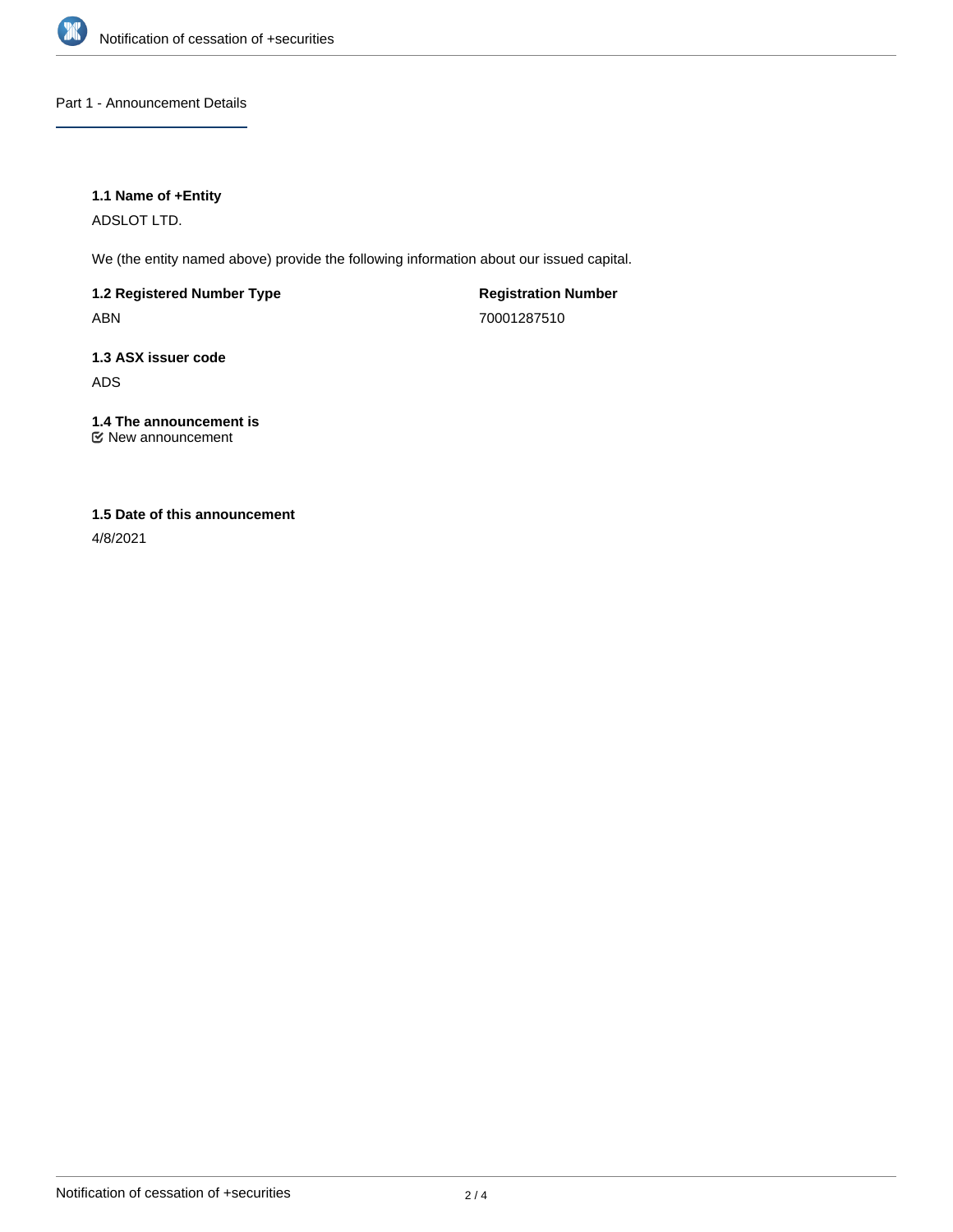## Part 1 - Announcement Details

**1.1 Name of +Entity**

ADSLOT LTD.

We (the entity named above) provide the following information about our issued capital.

**1.2 Registered Number Type**

ABN

**Registration Number**

70001287510

**1.3 ASX issuer code**

ADS

**1.4 The announcement is**

☑ New announcement

**1.5 Date of this announcement**

4/8/2021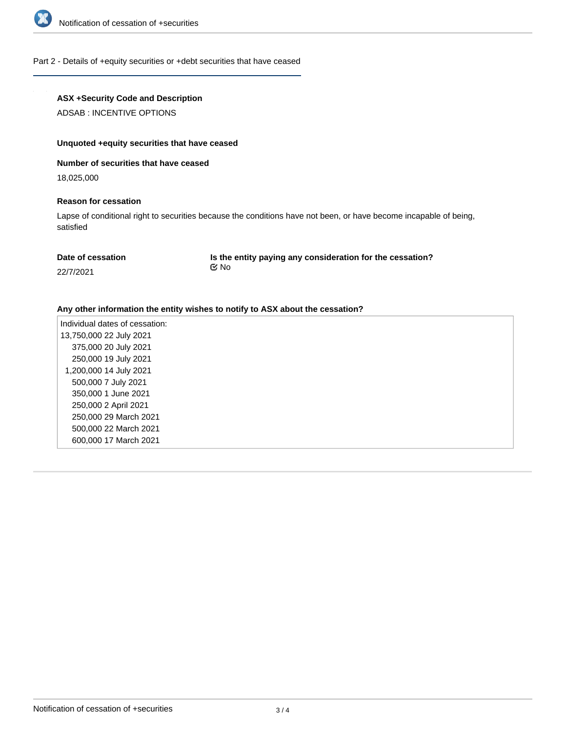Part 2 - Details of +equity securities or +debt securities that have ceased

**ASX +Security Code and Description**

ADSAB : INCENTIVE OPTIONS

**Unquoted +equity securities that have ceased**

**Number of securities that have ceased**

18,025,000

**Reason for cessation**

Lapse of conditional right to securities because the conditions have not been, or have become incapable of being, satisfied

**Date of cessation**

22/7/2021

**Is the entity paying any consideration for the cessation?**

☑ No

**Any other information the entity wishes to notify to ASX about the cessation?**

Individual dates of cessation:
13,750,000 22 July 2021
375,000 20 July 2021
250,000 19 July 2021
1,200,000 14 July 2021
500,000 7 July 2021
350,000 1 June 2021
250,000 2 April 2021
250,000 29 March 2021
500,000 22 March 2021
600,000 17 March 2021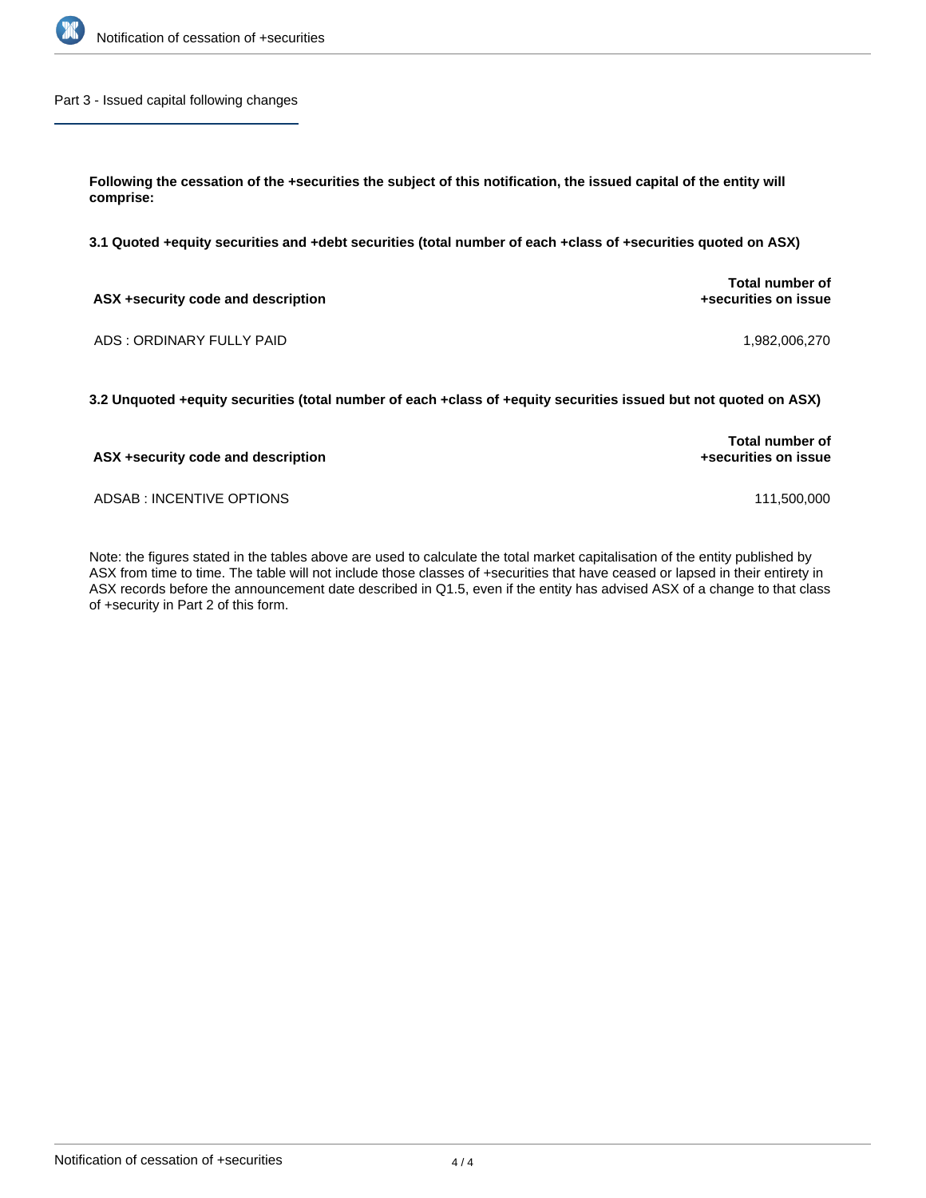## Part 3 - Issued capital following changes

**Following the cessation of the +securities the subject of this notification, the issued capital of the entity will comprise:**

**3.1 Quoted +equity securities and +debt securities (total number of each +class of +securities quoted on ASX)**

| ASX +security code and description | Total number of +securities on issue |
|---|---|
| ADS : ORDINARY FULLY PAID | 1,982,006,270 |

**3.2 Unquoted +equity securities (total number of each +class of +equity securities issued but not quoted on ASX)**

| ASX +security code and description | Total number of +securities on issue |
|---|---|
| ADSAB : INCENTIVE OPTIONS | 111,500,000 |

Note: the figures stated in the tables above are used to calculate the total market capitalisation of the entity published by ASX from time to time. The table will not include those classes of +securities that have ceased or lapsed in their entirety in ASX records before the announcement date described in Q1.5, even if the entity has advised ASX of a change to that class of +security in Part 2 of this form.